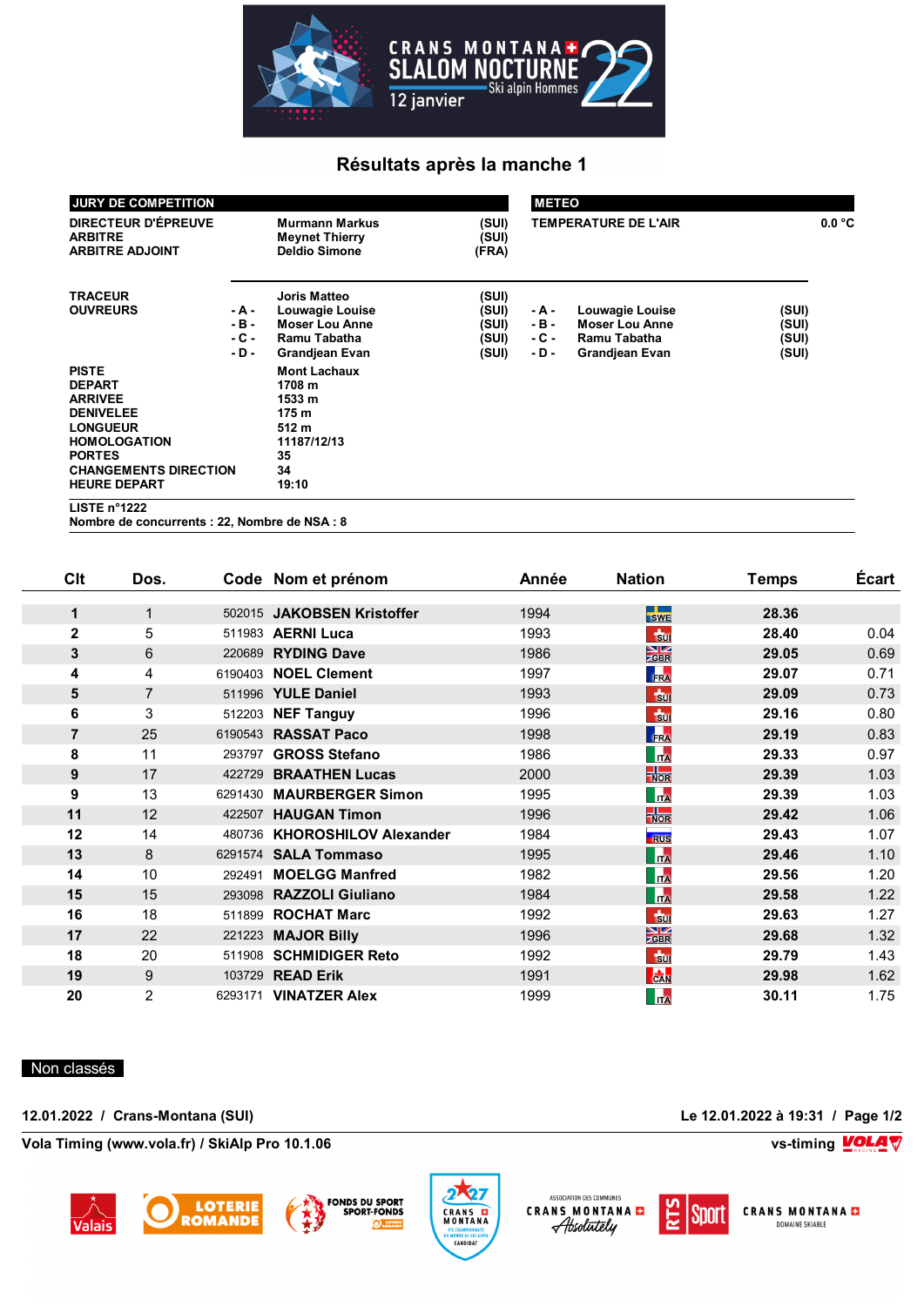CRANS MONTANA SLALOM NOCTURNE 22 — Ski alpin Hommes — 12 janvier

## Résultats après la manche 1

| JURY DE COMPETITION | | |
|---|---|---|
| DIRECTEUR D'ÉPREUVE | Murmann Markus | (SUI) |
| ARBITRE | Meynet Thierry | (SUI) |
| ARBITRE ADJOINT | Deldio Simone | (FRA) |

| METEO | |
|---|---|
| TEMPERATURE DE L'AIR | 0.0 °C |

| | | | | | | |
|---|---|---|---|---|---|---|
| TRACEUR | | Joris Matteo | (SUI) | | | |
| OUVREURS | - A - | Louwagie Louise | (SUI) | - A - | Louwagie Louise | (SUI) |
| | - B - | Moser Lou Anne | (SUI) | - B - | Moser Lou Anne | (SUI) |
| | - C - | Ramu Tabatha | (SUI) | - C - | Ramu Tabatha | (SUI) |
| | - D - | Grandjean Evan | (SUI) | - D - | Grandjean Evan | (SUI) |

| | |
|---|---|
| PISTE | Mont Lachaux |
| DEPART | 1708 m |
| ARRIVEE | 1533 m |
| DENIVELEE | 175 m |
| LONGUEUR | 512 m |
| HOMOLOGATION | 11187/12/13 |
| PORTES | 35 |
| CHANGEMENTS DIRECTION | 34 |
| HEURE DEPART | 19:10 |

LISTE n°1222
Nombre de concurrents : 22, Nombre de NSA : 8

| Clt | Dos. | Code | Nom et prénom | Année | Nation | Temps | Écart |
|---|---|---|---|---|---|---|---|
| 1 | 1 | 502015 | JAKOBSEN Kristoffer | 1994 | SWE | 28.36 | |
| 2 | 5 | 511983 | AERNI Luca | 1993 | SUI | 28.40 | 0.04 |
| 3 | 6 | 220689 | RYDING Dave | 1986 | GBR | 29.05 | 0.69 |
| 4 | 4 | 6190403 | NOEL Clement | 1997 | FRA | 29.07 | 0.71 |
| 5 | 7 | 511996 | YULE Daniel | 1993 | SUI | 29.09 | 0.73 |
| 6 | 3 | 512203 | NEF Tanguy | 1996 | SUI | 29.16 | 0.80 |
| 7 | 25 | 6190543 | RASSAT Paco | 1998 | FRA | 29.19 | 0.83 |
| 8 | 11 | 293797 | GROSS Stefano | 1986 | ITA | 29.33 | 0.97 |
| 9 | 17 | 422729 | BRAATHEN Lucas | 2000 | NOR | 29.39 | 1.03 |
| 9 | 13 | 6291430 | MAURBERGER Simon | 1995 | ITA | 29.39 | 1.03 |
| 11 | 12 | 422507 | HAUGAN Timon | 1996 | NOR | 29.42 | 1.06 |
| 12 | 14 | 480736 | KHOROSHILOV Alexander | 1984 | RUS | 29.43 | 1.07 |
| 13 | 8 | 6291574 | SALA Tommaso | 1995 | ITA | 29.46 | 1.10 |
| 14 | 10 | 292491 | MOELGG Manfred | 1982 | ITA | 29.56 | 1.20 |
| 15 | 15 | 293098 | RAZZOLI Giuliano | 1984 | ITA | 29.58 | 1.22 |
| 16 | 18 | 511899 | ROCHAT Marc | 1992 | SUI | 29.63 | 1.27 |
| 17 | 22 | 221223 | MAJOR Billy | 1996 | GBR | 29.68 | 1.32 |
| 18 | 20 | 511908 | SCHMIDIGER Reto | 1992 | SUI | 29.79 | 1.43 |
| 19 | 9 | 103729 | READ Erik | 1991 | CAN | 29.98 | 1.62 |
| 20 | 2 | 6293171 | VINATZER Alex | 1999 | ITA | 30.11 | 1.75 |

Non classés

12.01.2022 / Crans-Montana (SUI) — Le 12.01.2022 à 19:31

Vola Timing (www.vola.fr) / SkiAlp Pro 10.1.06 — vs-timing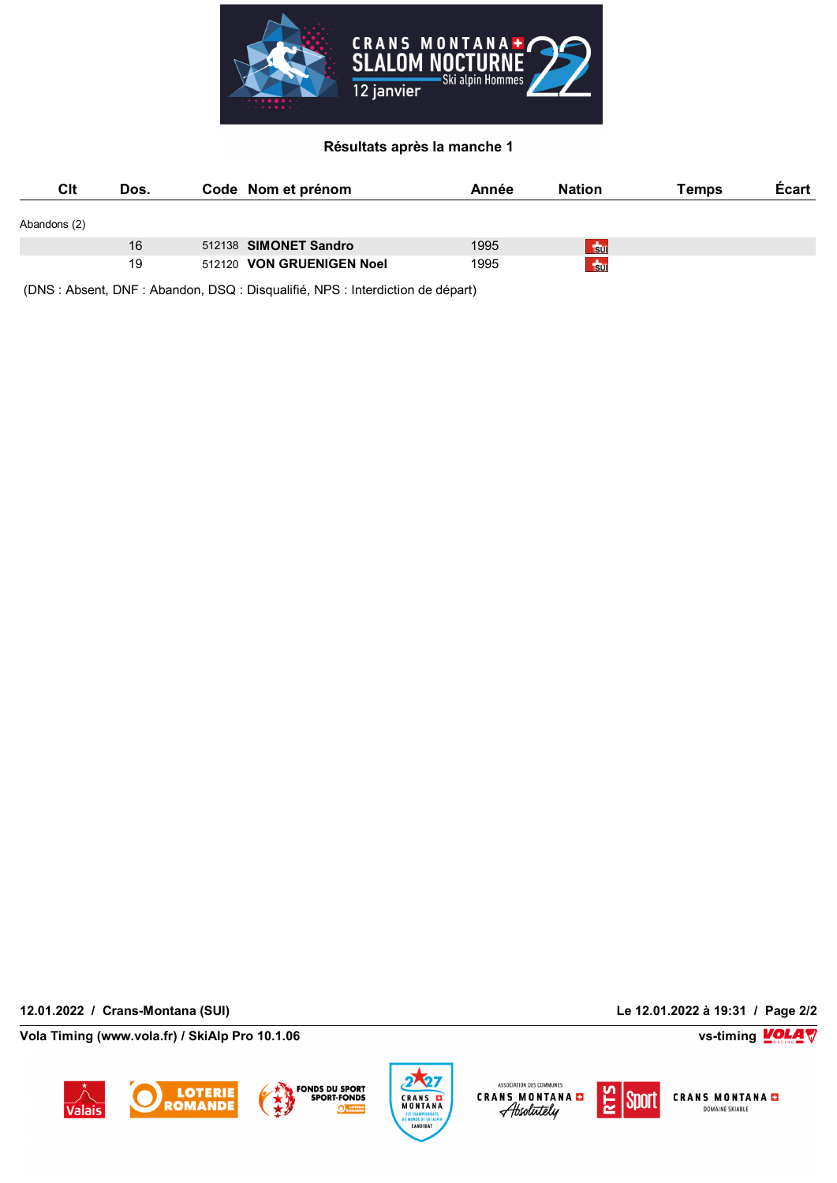## Résultats après la manche 1

| Clt | Dos. | Code | Nom et prénom | Année | Nation | Temps | Écart |
|---|---|---|---|---|---|---|---|
| Abandons (2) | | | | | | | |
| | 16 | 512138 | **SIMONET Sandro** | 1995 | SUI | | |
| | 19 | 512120 | **VON GRUENIGEN Noel** | 1995 | SUI | | |

(DNS : Absent, DNF : Abandon, DSQ : Disqualifié, NPS : Interdiction de départ)

**12.01.2022 / Crans-Montana (SUI)**

**Le 12.01.2022 à 19:31**

**Vola Timing (www.vola.fr) / SkiAlp Pro 10.1.06**

**vs-timing**